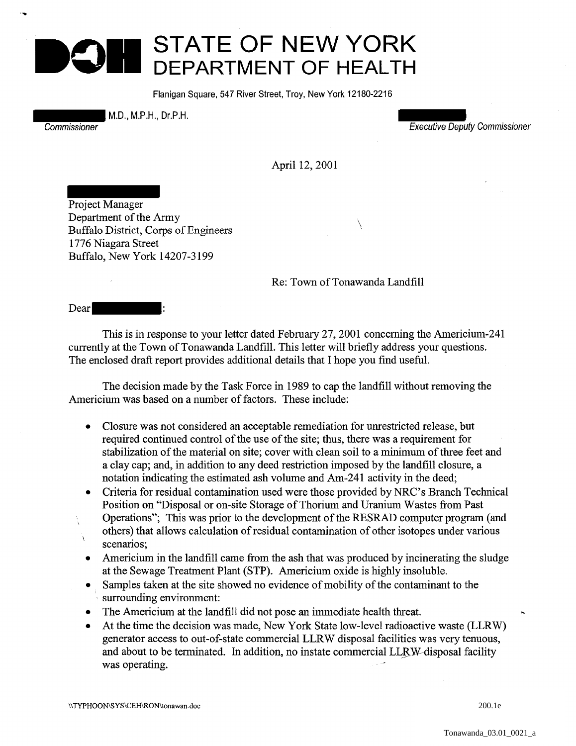# STATE OF NEW YORK
## DEPARTMENT OF HEALTH

Flanigan Square, 547 River Street, Troy, New York 12180-2216

M.D., M.P.H., Dr.P.H.
*Commissioner*

*Executive Deputy Commissioner*

April 12, 2001

Project Manager
Department of the Army
Buffalo District, Corps of Engineers
1776 Niagara Street
Buffalo, New York 14207-3199

Re: Town of Tonawanda Landfill

Dear :

This is in response to your letter dated February 27, 2001 concerning the Americium-241 currently at the Town of Tonawanda Landfill. This letter will briefly address your questions. The enclosed draft report provides additional details that I hope you find useful.

The decision made by the Task Force in 1989 to cap the landfill without removing the Americium was based on a number of factors. These include:

- Closure was not considered an acceptable remediation for unrestricted release, but required continued control of the use of the site; thus, there was a requirement for stabilization of the material on site; cover with clean soil to a minimum of three feet and a clay cap; and, in addition to any deed restriction imposed by the landfill closure, a notation indicating the estimated ash volume and Am-241 activity in the deed;
- Criteria for residual contamination used were those provided by NRC's Branch Technical Position on "Disposal or on-site Storage of Thorium and Uranium Wastes from Past Operations"; This was prior to the development of the RESRAD computer program (and others) that allows calculation of residual contamination of other isotopes under various scenarios;
- Americium in the landfill came from the ash that was produced by incinerating the sludge at the Sewage Treatment Plant (STP). Americium oxide is highly insoluble.
- Samples taken at the site showed no evidence of mobility of the contaminant to the surrounding environment:
- The Americium at the landfill did not pose an immediate health threat.
- At the time the decision was made, New York State low-level radioactive waste (LLRW) generator access to out-of-state commercial LLRW disposal facilities was very tenuous, and about to be terminated. In addition, no instate commercial LLRW disposal facility was operating.

\\TYPHOON\SYS\CEH\RON\tonawan.doc 200.1e

Tonawanda_03.01_0021_a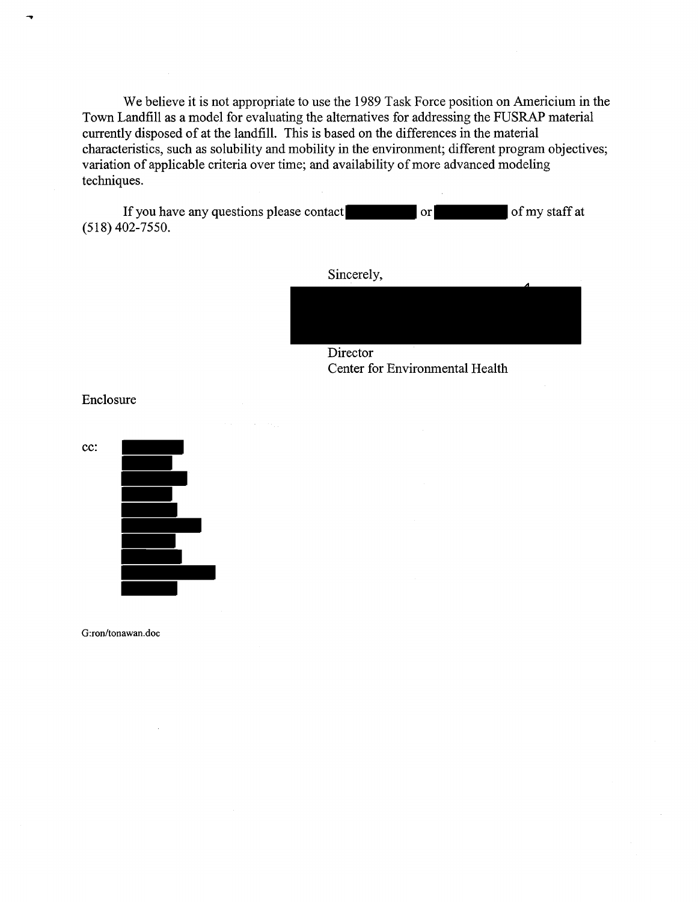We believe it is not appropriate to use the 1989 Task Force position on Americium in the Town Landfill as a model for evaluating the alternatives for addressing the FUSRAP material currently disposed of at the landfill. This is based on the differences in the material characteristics, such as solubility and mobility in the environment; different program objectives; variation of applicable criteria over time; and availability of more advanced modeling techniques.

If you have any questions please contact [REDACTED] or [REDACTED] of my staff at (518) 402-7550.

Sincerely,

[REDACTED]

Director
Center for Environmental Health

Enclosure

cc: [REDACTED]
[REDACTED]
[REDACTED]
[REDACTED]
[REDACTED]
[REDACTED]
[REDACTED]
[REDACTED]
[REDACTED]
[REDACTED]

G:ron/tonawan.doc